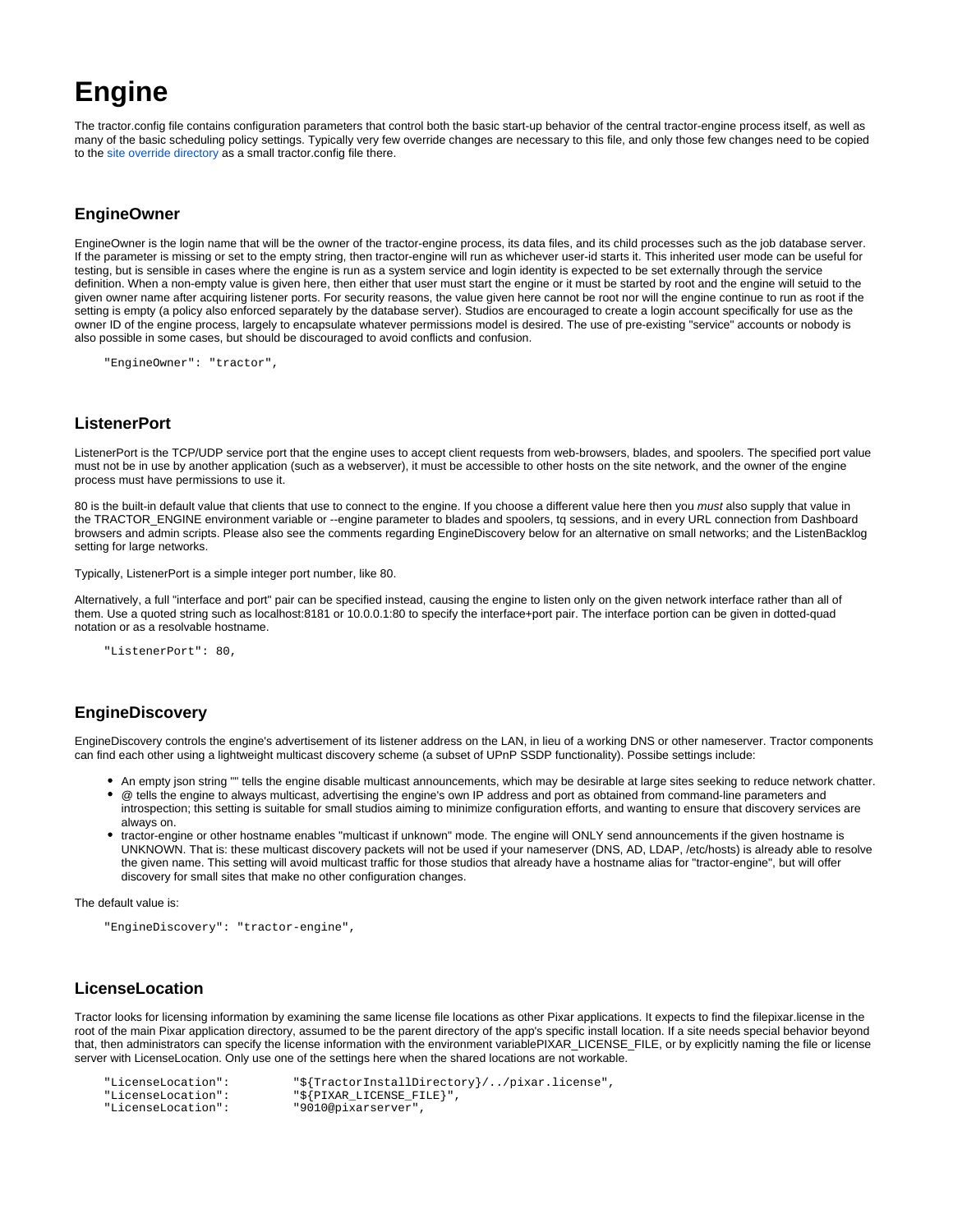# Engine

The tractor.config file contains configuration parameters that control both the basic start-up behavior of the central tractor-engine process itself, as well as many of the basic scheduling policy settings. Typically very few override changes are necessary to this file, and only those few changes need to be copied to the site override directory as a small tractor.config file there.

## EngineOwner

EngineOwner is the login name that will be the owner of the tractor-engine process, its data files, and its child processes such as the job database server. If the parameter is missing or set to the empty string, then tractor-engine will run as whichever user-id starts it. This inherited user mode can be useful for testing, but is sensible in cases where the engine is run as a system service and login identity is expected to be set externally through the service definition. When a non-empty value is given here, then either that user must start the engine or it must be started by root and the engine will setuid to the given owner name after acquiring listener ports. For security reasons, the value given here cannot be root nor will the engine continue to run as root if the setting is empty (a policy also enforced separately by the database server). Studios are encouraged to create a login account specifically for use as the owner ID of the engine process, largely to encapsulate whatever permissions model is desired. The use of pre-existing "service" accounts or nobody is also possible in some cases, but should be discouraged to avoid conflicts and confusion.

```
"EngineOwner": "tractor",
```

## ListenerPort

ListenerPort is the TCP/UDP service port that the engine uses to accept client requests from web-browsers, blades, and spoolers. The specified port value must not be in use by another application (such as a webserver), it must be accessible to other hosts on the site network, and the owner of the engine process must have permissions to use it.

80 is the built-in default value that clients that use to connect to the engine. If you choose a different value here then you *must* also supply that value in the TRACTOR_ENGINE environment variable or --engine parameter to blades and spoolers, tq sessions, and in every URL connection from Dashboard browsers and admin scripts. Please also see the comments regarding EngineDiscovery below for an alternative on small networks; and the ListenBacklog setting for large networks.

Typically, ListenerPort is a simple integer port number, like 80.

Alternatively, a full "interface and port" pair can be specified instead, causing the engine to listen only on the given network interface rather than all of them. Use a quoted string such as localhost:8181 or 10.0.0.1:80 to specify the interface+port pair. The interface portion can be given in dotted-quad notation or as a resolvable hostname.

```
"ListenerPort": 80,
```

## EngineDiscovery

EngineDiscovery controls the engine's advertisement of its listener address on the LAN, in lieu of a working DNS or other nameserver. Tractor components can find each other using a lightweight multicast discovery scheme (a subset of UPnP SSDP functionality). Possibe settings include:

- An empty json string "" tells the engine disable multicast announcements, which may be desirable at large sites seeking to reduce network chatter.
- @ tells the engine to always multicast, advertising the engine's own IP address and port as obtained from command-line parameters and introspection; this setting is suitable for small studios aiming to minimize configuration efforts, and wanting to ensure that discovery services are always on.
- tractor-engine or other hostname enables "multicast if unknown" mode. The engine will ONLY send announcements if the given hostname is UNKNOWN. That is: these multicast discovery packets will not be used if your nameserver (DNS, AD, LDAP, /etc/hosts) is already able to resolve the given name. This setting will avoid multicast traffic for those studios that already have a hostname alias for "tractor-engine", but will offer discovery for small sites that make no other configuration changes.

The default value is:

```
"EngineDiscovery": "tractor-engine",
```

## LicenseLocation

Tractor looks for licensing information by examining the same license file locations as other Pixar applications. It expects to find the filepixar.license in the root of the main Pixar application directory, assumed to be the parent directory of the app's specific install location. If a site needs special behavior beyond that, then administrators can specify the license information with the environment variablePIXAR_LICENSE_FILE, or by explicitly naming the file or license server with LicenseLocation. Only use one of the settings here when the shared locations are not workable.

```
"LicenseLocation":          "${TractorInstallDirectory}/../pixar.license",
"LicenseLocation":          "${PIXAR_LICENSE_FILE}",
"LicenseLocation":          "9010@pixarserver",
```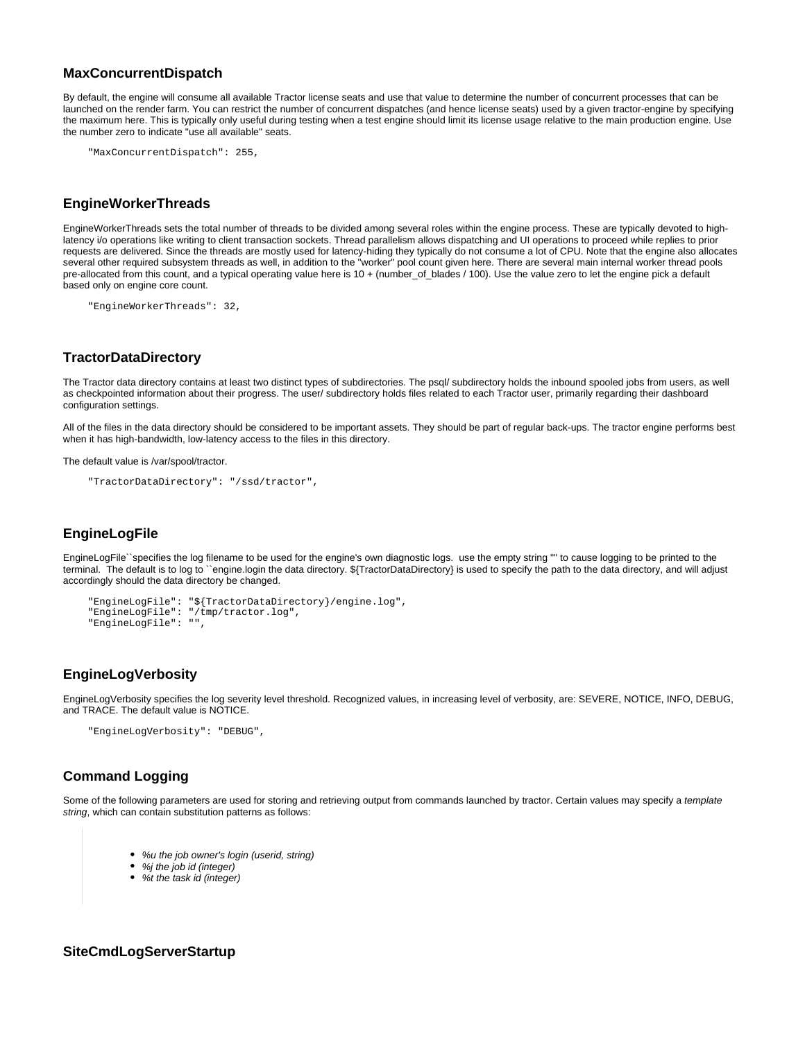### MaxConcurrentDispatch

By default, the engine will consume all available Tractor license seats and use that value to determine the number of concurrent processes that can be launched on the render farm. You can restrict the number of concurrent dispatches (and hence license seats) used by a given tractor-engine by specifying the maximum here. This is typically only useful during testing when a test engine should limit its license usage relative to the main production engine. Use the number zero to indicate "use all available" seats.

```
"MaxConcurrentDispatch": 255,
```

### EngineWorkerThreads

EngineWorkerThreads sets the total number of threads to be divided among several roles within the engine process. These are typically devoted to high-latency i/o operations like writing to client transaction sockets. Thread parallelism allows dispatching and UI operations to proceed while replies to prior requests are delivered. Since the threads are mostly used for latency-hiding they typically do not consume a lot of CPU. Note that the engine also allocates several other required subsystem threads as well, in addition to the "worker" pool count given here. There are several main internal worker thread pools pre-allocated from this count, and a typical operating value here is 10 + (number_of_blades / 100). Use the value zero to let the engine pick a default based only on engine core count.

```
"EngineWorkerThreads": 32,
```

### TractorDataDirectory

The Tractor data directory contains at least two distinct types of subdirectories. The psql/ subdirectory holds the inbound spooled jobs from users, as well as checkpointed information about their progress. The user/ subdirectory holds files related to each Tractor user, primarily regarding their dashboard configuration settings.

All of the files in the data directory should be considered to be important assets. They should be part of regular back-ups. The tractor engine performs best when it has high-bandwidth, low-latency access to the files in this directory.

The default value is /var/spool/tractor.

```
"TractorDataDirectory": "/ssd/tractor",
```

### EngineLogFile

EngineLogFile``specifies the log filename to be used for the engine's own diagnostic logs.  use the empty string "" to cause logging to be printed to the terminal.  The default is to log to ``engine.login the data directory. ${TractorDataDirectory} is used to specify the path to the data directory, and will adjust accordingly should the data directory be changed.

```
"EngineLogFile": "${TractorDataDirectory}/engine.log",
"EngineLogFile": "/tmp/tractor.log",
"EngineLogFile": "",
```

### EngineLogVerbosity

EngineLogVerbosity specifies the log severity level threshold. Recognized values, in increasing level of verbosity, are: SEVERE, NOTICE, INFO, DEBUG, and TRACE. The default value is NOTICE.

```
"EngineLogVerbosity": "DEBUG",
```

### Command Logging

Some of the following parameters are used for storing and retrieving output from commands launched by tractor. Certain values may specify a *template string*, which can contain substitution patterns as follows:

> - *%u the job owner's login (userid, string)*
> - *%j the job id (integer)*
> - *%t the task id (integer)*

### SiteCmdLogServerStartup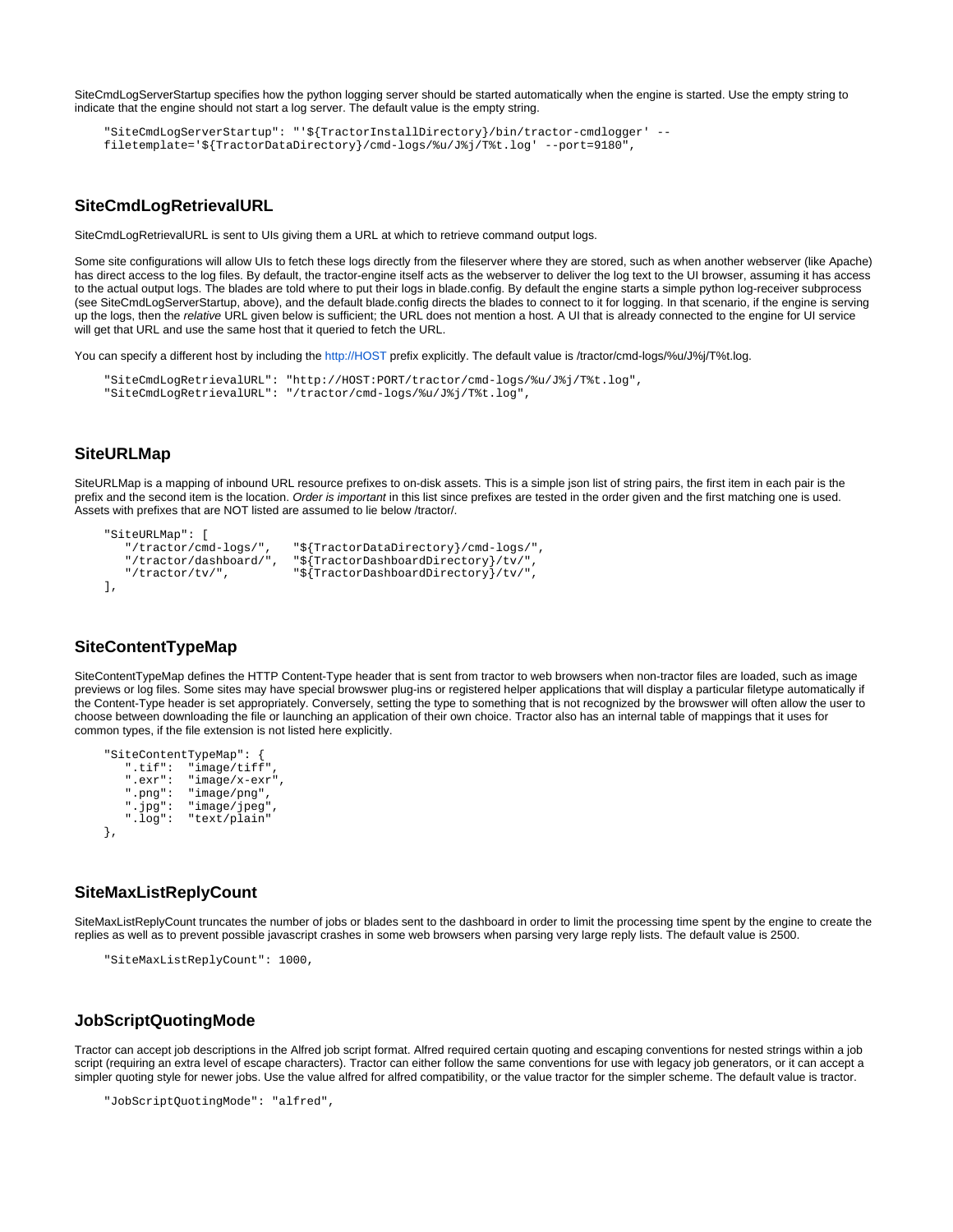SiteCmdLogServerStartup specifies how the python logging server should be started automatically when the engine is started. Use the empty string to indicate that the engine should not start a log server. The default value is the empty string.

```
"SiteCmdLogServerStartup": "'${TractorInstallDirectory}/bin/tractor-cmdlogger' --
filetemplate='${TractorDataDirectory}/cmd-logs/%u/J%j/T%t.log' --port=9180",
```

## SiteCmdLogRetrievalURL

SiteCmdLogRetrievalURL is sent to UIs giving them a URL at which to retrieve command output logs.

Some site configurations will allow UIs to fetch these logs directly from the fileserver where they are stored, such as when another webserver (like Apache) has direct access to the log files. By default, the tractor-engine itself acts as the webserver to deliver the log text to the UI browser, assuming it has access to the actual output logs. The blades are told where to put their logs in blade.config. By default the engine starts a simple python log-receiver subprocess (see SiteCmdLogServerStartup, above), and the default blade.config directs the blades to connect to it for logging. In that scenario, if the engine is serving up the logs, then the *relative* URL given below is sufficient; the URL does not mention a host. A UI that is already connected to the engine for UI service will get that URL and use the same host that it queried to fetch the URL.

You can specify a different host by including the http://HOST prefix explicitly. The default value is /tractor/cmd-logs/%u/J%j/T%t.log.

```
"SiteCmdLogRetrievalURL": "http://HOST:PORT/tractor/cmd-logs/%u/J%j/T%t.log",
"SiteCmdLogRetrievalURL": "/tractor/cmd-logs/%u/J%j/T%t.log",
```

## SiteURLMap

SiteURLMap is a mapping of inbound URL resource prefixes to on-disk assets. This is a simple json list of string pairs, the first item in each pair is the prefix and the second item is the location. *Order is important* in this list since prefixes are tested in the order given and the first matching one is used. Assets with prefixes that are NOT listed are assumed to lie below /tractor/.

```
"SiteURLMap": [
   "/tractor/cmd-logs/",   "${TractorDataDirectory}/cmd-logs/",
   "/tractor/dashboard/",  "${TractorDashboardDirectory}/tv/",
   "/tractor/tv/",         "${TractorDashboardDirectory}/tv/",
],
```

## SiteContentTypeMap

SiteContentTypeMap defines the HTTP Content-Type header that is sent from tractor to web browsers when non-tractor files are loaded, such as image previews or log files. Some sites may have special browswer plug-ins or registered helper applications that will display a particular filetype automatically if the Content-Type header is set appropriately. Conversely, setting the type to something that is not recognized by the browswer will often allow the user to choose between downloading the file or launching an application of their own choice. Tractor also has an internal table of mappings that it uses for common types, if the file extension is not listed here explicitly.

```
"SiteContentTypeMap": {
   ".tif":  "image/tiff",
   ".exr":  "image/x-exr",
   ".png":  "image/png",
   ".jpg":  "image/jpeg",
   ".log":  "text/plain"
},
```

## SiteMaxListReplyCount

SiteMaxListReplyCount truncates the number of jobs or blades sent to the dashboard in order to limit the processing time spent by the engine to create the replies as well as to prevent possible javascript crashes in some web browsers when parsing very large reply lists. The default value is 2500.

```
"SiteMaxListReplyCount": 1000,
```

## JobScriptQuotingMode

Tractor can accept job descriptions in the Alfred job script format. Alfred required certain quoting and escaping conventions for nested strings within a job script (requiring an extra level of escape characters). Tractor can either follow the same conventions for use with legacy job generators, or it can accept a simpler quoting style for newer jobs. Use the value alfred for alfred compatibility, or the value tractor for the simpler scheme. The default value is tractor.

```
"JobScriptQuotingMode": "alfred",
```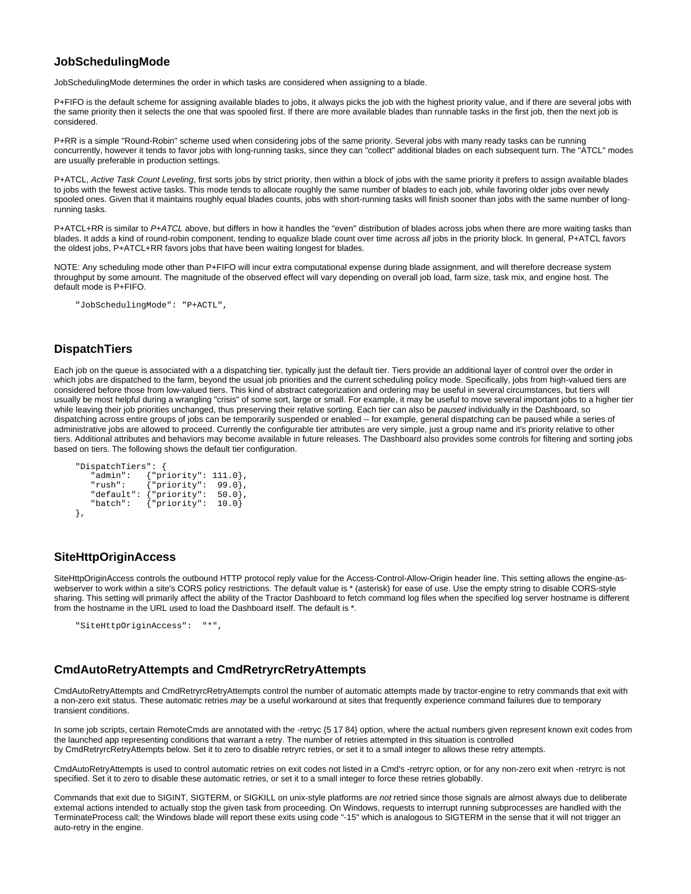### JobSchedulingMode

JobSchedulingMode determines the order in which tasks are considered when assigning to a blade.

P+FIFO is the default scheme for assigning available blades to jobs, it always picks the job with the highest priority value, and if there are several jobs with the same priority then it selects the one that was spooled first. If there are more available blades than runnable tasks in the first job, then the next job is considered.

P+RR is a simple "Round-Robin" scheme used when considering jobs of the same priority. Several jobs with many ready tasks can be running concurrently, however it tends to favor jobs with long-running tasks, since they can "collect" additional blades on each subsequent turn. The "ATCL" modes are usually preferable in production settings.

P+ATCL, *Active Task Count Leveling*, first sorts jobs by strict priority, then within a block of jobs with the same priority it prefers to assign available blades to jobs with the fewest active tasks. This mode tends to allocate roughly the same number of blades to each job, while favoring older jobs over newly spooled ones. Given that it maintains roughly equal blades counts, jobs with short-running tasks will finish sooner than jobs with the same number of long-running tasks.

P+ATCL+RR is similar to *P+ATCL* above, but differs in how it handles the "even" distribution of blades across jobs when there are more waiting tasks than blades. It adds a kind of round-robin component, tending to equalize blade count over time across *all* jobs in the priority block. In general, P+ATCL favors the oldest jobs, P+ATCL+RR favors jobs that have been waiting longest for blades.

NOTE: Any scheduling mode other than P+FIFO will incur extra computational expense during blade assignment, and will therefore decrease system throughput by some amount. The magnitude of the observed effect will vary depending on overall job load, farm size, task mix, and engine host. The default mode is P+FIFO.

```
"JobSchedulingMode": "P+ACTL",
```

### DispatchTiers

Each job on the queue is associated with a a dispatching tier, typically just the default tier. Tiers provide an additional layer of control over the order in which jobs are dispatched to the farm, beyond the usual job priorities and the current scheduling policy mode. Specifically, jobs from high-valued tiers are considered before those from low-valued tiers. This kind of abstract categorization and ordering may be useful in several circumstances, but tiers will usually be most helpful during a wrangling "crisis" of some sort, large or small. For example, it may be useful to move several important jobs to a higher tier while leaving their job priorities unchanged, thus preserving their relative sorting. Each tier can also be *paused* individually in the Dashboard, so dispatching across entire groups of jobs can be temporarily suspended or enabled -- for example, general dispatching can be paused while a series of administrative jobs are allowed to proceed. Currently the configurable tier attributes are very simple, just a group name and it's priority relative to other tiers. Additional attributes and behaviors may become available in future releases. The Dashboard also provides some controls for filtering and sorting jobs based on tiers. The following shows the default tier configuration.

```
"DispatchTiers": {
   "admin":   {"priority": 111.0},
   "rush":    {"priority":  99.0},
   "default": {"priority":  50.0},
   "batch":   {"priority":  10.0}
},
```

### SiteHttpOriginAccess

SiteHttpOriginAccess controls the outbound HTTP protocol reply value for the Access-Control-Allow-Origin header line. This setting allows the engine-as-webserver to work within a site's CORS policy restrictions. The default value is * (asterisk) for ease of use. Use the empty string to disable CORS-style sharing. This setting will primarily affect the ability of the Tractor Dashboard to fetch command log files when the specified log server hostname is different from the hostname in the URL used to load the Dashboard itself. The default is *.

```
"SiteHttpOriginAccess":  "*",
```

### CmdAutoRetryAttempts and CmdRetryrcRetryAttempts

CmdAutoRetryAttempts and CmdRetryrcRetryAttempts control the number of automatic attempts made by tractor-engine to retry commands that exit with a non-zero exit status. These automatic retries *may* be a useful workaround at sites that frequently experience command failures due to temporary transient conditions.

In some job scripts, certain RemoteCmds are annotated with the -retryc {5 17 84} option, where the actual numbers given represent known exit codes from the launched app representing conditions that warrant a retry. The number of retries attempted in this situation is controlled by CmdRetryrcRetryAttempts below. Set it to zero to disable retryrc retries, or set it to a small integer to allows these retry attempts.

CmdAutoRetryAttempts is used to control automatic retries on exit codes not listed in a Cmd's -retryrc option, or for any non-zero exit when -retryrc is not specified. Set it to zero to disable these automatic retries, or set it to a small integer to force these retries globablly.

Commands that exit due to SIGINT, SIGTERM, or SIGKILL on unix-style platforms are *not* retried since those signals are almost always due to deliberate external actions intended to actually stop the given task from proceeding. On Windows, requests to interrupt running subprocesses are handled with the TerminateProcess call; the Windows blade will report these exits using code "-15" which is analogous to SIGTERM in the sense that it will not trigger an auto-retry in the engine.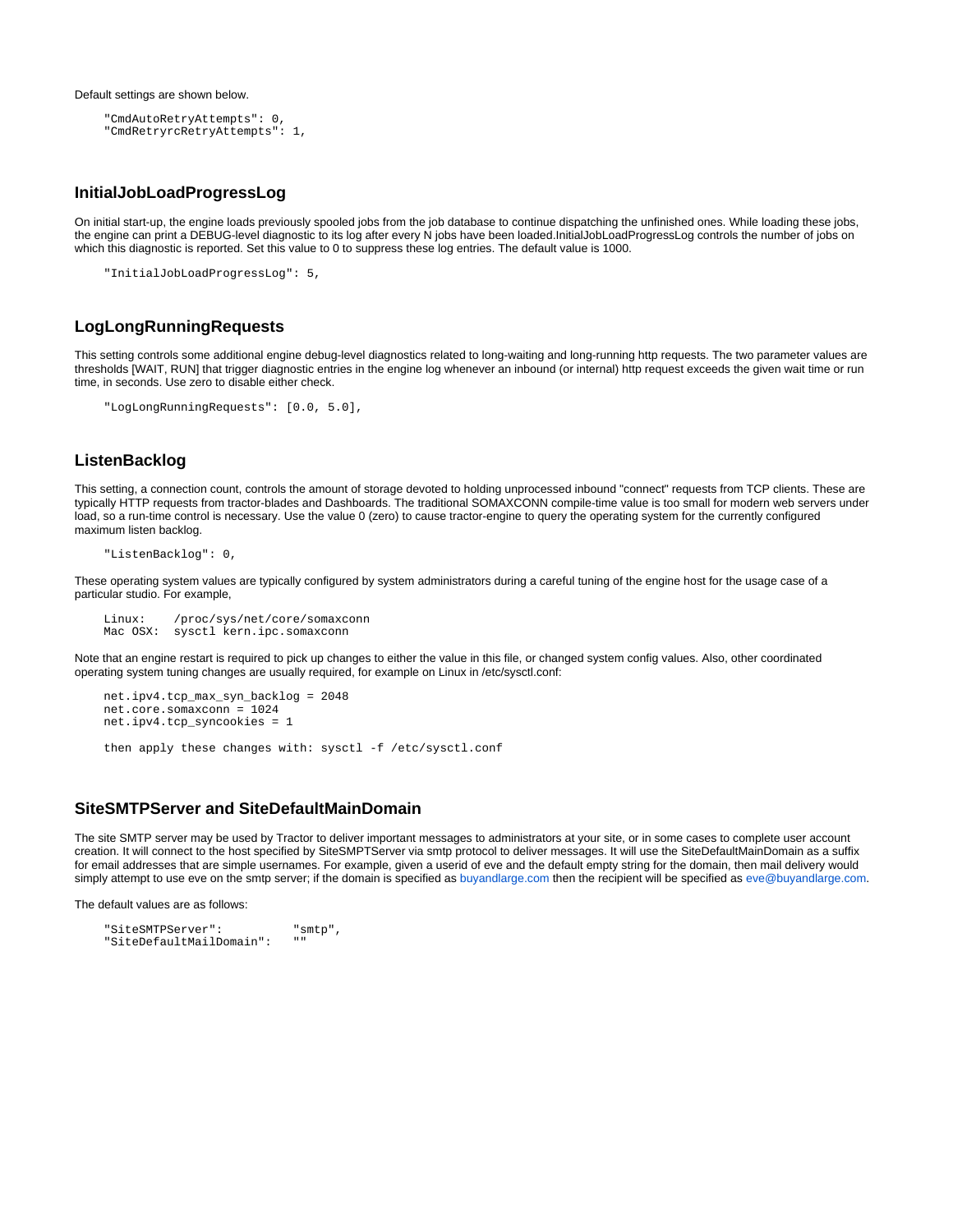Default settings are shown below.

```
"CmdAutoRetryAttempts": 0,
"CmdRetryrcRetryAttempts": 1,
```

### InitialJobLoadProgressLog

On initial start-up, the engine loads previously spooled jobs from the job database to continue dispatching the unfinished ones. While loading these jobs, the engine can print a DEBUG-level diagnostic to its log after every N jobs have been loaded.InitialJobLoadProgressLog controls the number of jobs on which this diagnostic is reported. Set this value to 0 to suppress these log entries. The default value is 1000.

```
"InitialJobLoadProgressLog": 5,
```

### LogLongRunningRequests

This setting controls some additional engine debug-level diagnostics related to long-waiting and long-running http requests. The two parameter values are thresholds [WAIT, RUN] that trigger diagnostic entries in the engine log whenever an inbound (or internal) http request exceeds the given wait time or run time, in seconds. Use zero to disable either check.

```
"LogLongRunningRequests": [0.0, 5.0],
```

### ListenBacklog

This setting, a connection count, controls the amount of storage devoted to holding unprocessed inbound "connect" requests from TCP clients. These are typically HTTP requests from tractor-blades and Dashboards. The traditional SOMAXCONN compile-time value is too small for modern web servers under load, so a run-time control is necessary. Use the value 0 (zero) to cause tractor-engine to query the operating system for the currently configured maximum listen backlog.

```
"ListenBacklog": 0,
```

These operating system values are typically configured by system administrators during a careful tuning of the engine host for the usage case of a particular studio. For example,

```
Linux:    /proc/sys/net/core/somaxconn
Mac OSX:  sysctl kern.ipc.somaxconn
```

Note that an engine restart is required to pick up changes to either the value in this file, or changed system config values. Also, other coordinated operating system tuning changes are usually required, for example on Linux in /etc/sysctl.conf:

```
net.ipv4.tcp_max_syn_backlog = 2048
net.core.somaxconn = 1024
net.ipv4.tcp_syncookies = 1

then apply these changes with: sysctl -f /etc/sysctl.conf
```

### SiteSMTPServer and SiteDefaultMainDomain

The site SMTP server may be used by Tractor to deliver important messages to administrators at your site, or in some cases to complete user account creation. It will connect to the host specified by SiteSMPTServer via smtp protocol to deliver messages. It will use the SiteDefaultMainDomain as a suffix for email addresses that are simple usernames. For example, given a userid of eve and the default empty string for the domain, then mail delivery would simply attempt to use eve on the smtp server; if the domain is specified as buyandlarge.com then the recipient will be specified as eve@buyandlarge.com.

The default values are as follows:

```
"SiteSMTPServer":          "smtp",
"SiteDefaultMailDomain":   ""
```